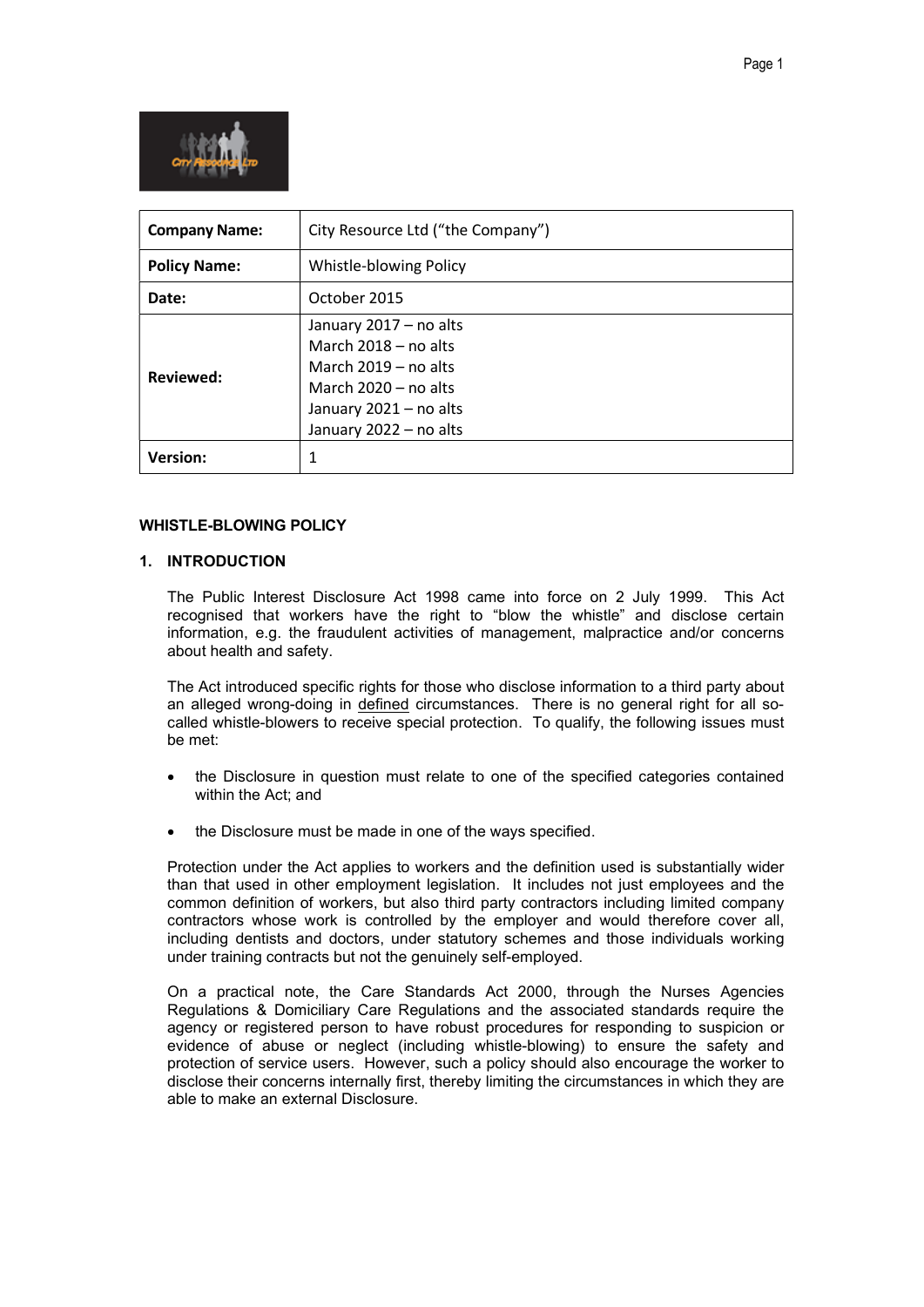| **Company Name:** | City Resource Ltd ("the Company") |
|---|---|
| **Policy Name:** | Whistle-blowing Policy |
| **Date:** | October 2015 |
| **Reviewed:** | January 2017 – no alts<br>March 2018 – no alts<br>March 2019 – no alts<br>March 2020 – no alts<br>January 2021 – no alts<br>January 2022 – no alts |
| **Version:** | 1 |

# WHISTLE-BLOWING POLICY

## 1. INTRODUCTION

The Public Interest Disclosure Act 1998 came into force on 2 July 1999. This Act recognised that workers have the right to "blow the whistle" and disclose certain information, e.g. the fraudulent activities of management, malpractice and/or concerns about health and safety.

The Act introduced specific rights for those who disclose information to a third party about an alleged wrong-doing in defined circumstances. There is no general right for all so-called whistle-blowers to receive special protection. To qualify, the following issues must be met:

- the Disclosure in question must relate to one of the specified categories contained within the Act; and
- the Disclosure must be made in one of the ways specified.

Protection under the Act applies to workers and the definition used is substantially wider than that used in other employment legislation. It includes not just employees and the common definition of workers, but also third party contractors including limited company contractors whose work is controlled by the employer and would therefore cover all, including dentists and doctors, under statutory schemes and those individuals working under training contracts but not the genuinely self-employed.

On a practical note, the Care Standards Act 2000, through the Nurses Agencies Regulations & Domiciliary Care Regulations and the associated standards require the agency or registered person to have robust procedures for responding to suspicion or evidence of abuse or neglect (including whistle-blowing) to ensure the safety and protection of service users. However, such a policy should also encourage the worker to disclose their concerns internally first, thereby limiting the circumstances in which they are able to make an external Disclosure.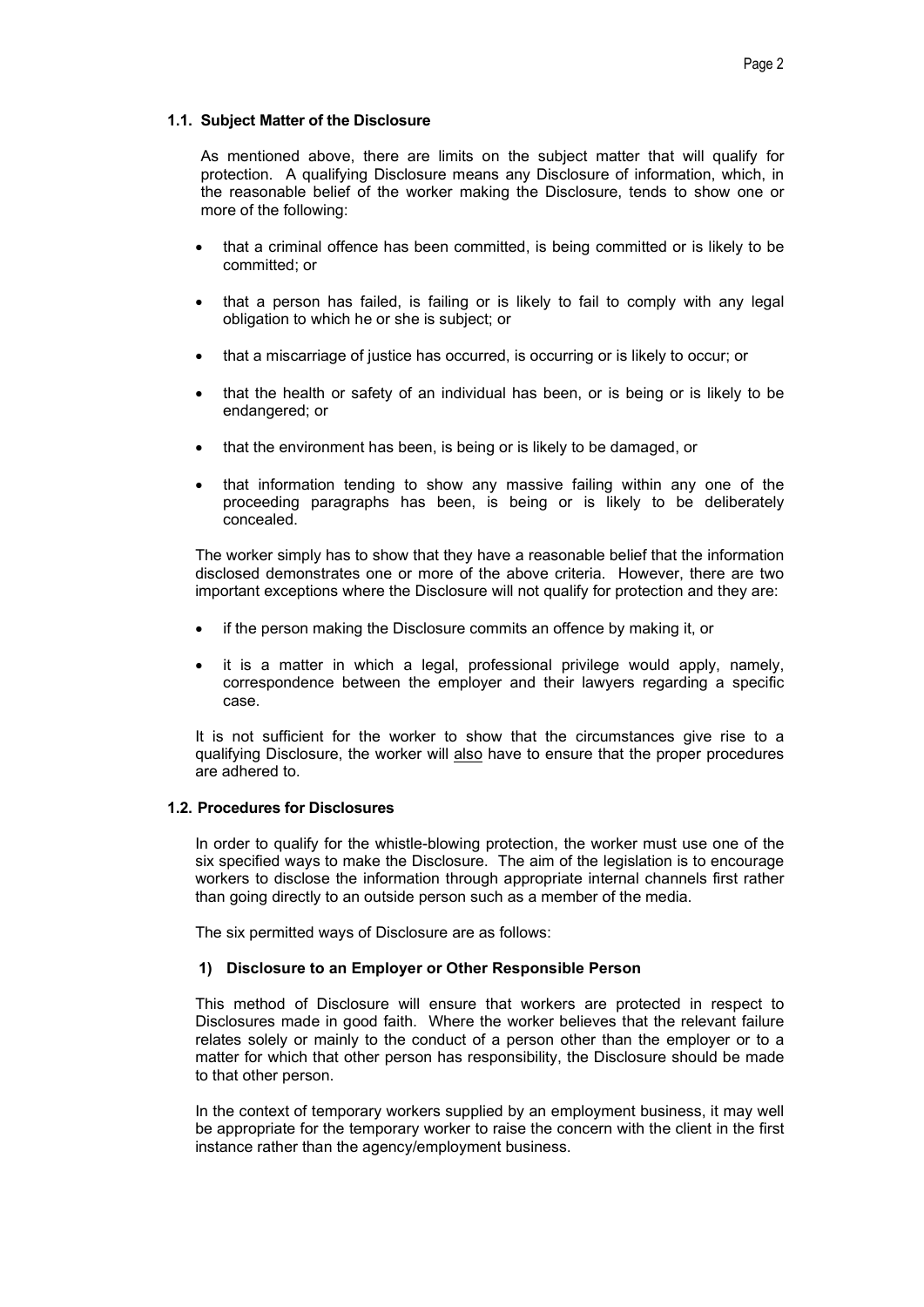### 1.1. Subject Matter of the Disclosure

As mentioned above, there are limits on the subject matter that will qualify for protection. A qualifying Disclosure means any Disclosure of information, which, in the reasonable belief of the worker making the Disclosure, tends to show one or more of the following:

- that a criminal offence has been committed, is being committed or is likely to be committed; or
- that a person has failed, is failing or is likely to fail to comply with any legal obligation to which he or she is subject; or
- that a miscarriage of justice has occurred, is occurring or is likely to occur; or
- that the health or safety of an individual has been, or is being or is likely to be endangered; or
- that the environment has been, is being or is likely to be damaged, or
- that information tending to show any massive failing within any one of the proceeding paragraphs has been, is being or is likely to be deliberately concealed.

The worker simply has to show that they have a reasonable belief that the information disclosed demonstrates one or more of the above criteria. However, there are two important exceptions where the Disclosure will not qualify for protection and they are:

- if the person making the Disclosure commits an offence by making it, or
- it is a matter in which a legal, professional privilege would apply, namely, correspondence between the employer and their lawyers regarding a specific case.

It is not sufficient for the worker to show that the circumstances give rise to a qualifying Disclosure, the worker will <u>also</u> have to ensure that the proper procedures are adhered to.

### 1.2. Procedures for Disclosures

In order to qualify for the whistle-blowing protection, the worker must use one of the six specified ways to make the Disclosure. The aim of the legislation is to encourage workers to disclose the information through appropriate internal channels first rather than going directly to an outside person such as a member of the media.

The six permitted ways of Disclosure are as follows:

#### 1) Disclosure to an Employer or Other Responsible Person

This method of Disclosure will ensure that workers are protected in respect to Disclosures made in good faith. Where the worker believes that the relevant failure relates solely or mainly to the conduct of a person other than the employer or to a matter for which that other person has responsibility, the Disclosure should be made to that other person.

In the context of temporary workers supplied by an employment business, it may well be appropriate for the temporary worker to raise the concern with the client in the first instance rather than the agency/employment business.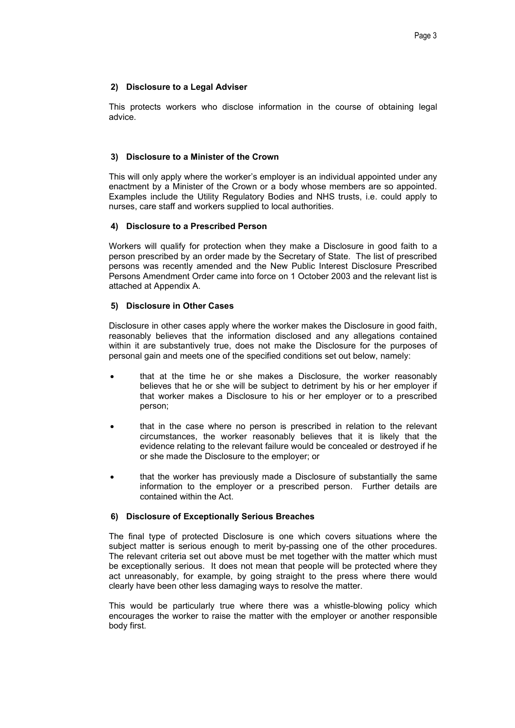### 2) Disclosure to a Legal Adviser

This protects workers who disclose information in the course of obtaining legal advice.

### 3) Disclosure to a Minister of the Crown

This will only apply where the worker's employer is an individual appointed under any enactment by a Minister of the Crown or a body whose members are so appointed. Examples include the Utility Regulatory Bodies and NHS trusts, i.e. could apply to nurses, care staff and workers supplied to local authorities.

### 4) Disclosure to a Prescribed Person

Workers will qualify for protection when they make a Disclosure in good faith to a person prescribed by an order made by the Secretary of State. The list of prescribed persons was recently amended and the New Public Interest Disclosure Prescribed Persons Amendment Order came into force on 1 October 2003 and the relevant list is attached at Appendix A.

### 5) Disclosure in Other Cases

Disclosure in other cases apply where the worker makes the Disclosure in good faith, reasonably believes that the information disclosed and any allegations contained within it are substantively true, does not make the Disclosure for the purposes of personal gain and meets one of the specified conditions set out below, namely:

- that at the time he or she makes a Disclosure, the worker reasonably believes that he or she will be subject to detriment by his or her employer if that worker makes a Disclosure to his or her employer or to a prescribed person;
- that in the case where no person is prescribed in relation to the relevant circumstances, the worker reasonably believes that it is likely that the evidence relating to the relevant failure would be concealed or destroyed if he or she made the Disclosure to the employer; or
- that the worker has previously made a Disclosure of substantially the same information to the employer or a prescribed person. Further details are contained within the Act.

### 6) Disclosure of Exceptionally Serious Breaches

The final type of protected Disclosure is one which covers situations where the subject matter is serious enough to merit by-passing one of the other procedures. The relevant criteria set out above must be met together with the matter which must be exceptionally serious. It does not mean that people will be protected where they act unreasonably, for example, by going straight to the press where there would clearly have been other less damaging ways to resolve the matter.

This would be particularly true where there was a whistle-blowing policy which encourages the worker to raise the matter with the employer or another responsible body first.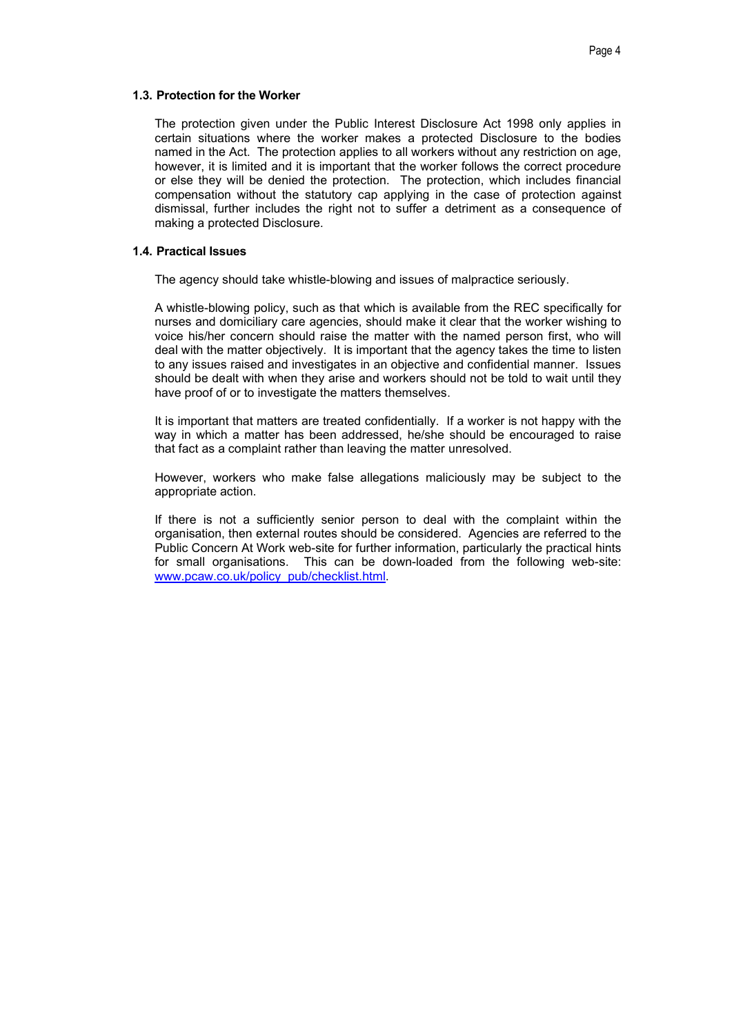### 1.3. Protection for the Worker

The protection given under the Public Interest Disclosure Act 1998 only applies in certain situations where the worker makes a protected Disclosure to the bodies named in the Act. The protection applies to all workers without any restriction on age, however, it is limited and it is important that the worker follows the correct procedure or else they will be denied the protection. The protection, which includes financial compensation without the statutory cap applying in the case of protection against dismissal, further includes the right not to suffer a detriment as a consequence of making a protected Disclosure.

### 1.4. Practical Issues

The agency should take whistle-blowing and issues of malpractice seriously.

A whistle-blowing policy, such as that which is available from the REC specifically for nurses and domiciliary care agencies, should make it clear that the worker wishing to voice his/her concern should raise the matter with the named person first, who will deal with the matter objectively. It is important that the agency takes the time to listen to any issues raised and investigates in an objective and confidential manner. Issues should be dealt with when they arise and workers should not be told to wait until they have proof of or to investigate the matters themselves.

It is important that matters are treated confidentially. If a worker is not happy with the way in which a matter has been addressed, he/she should be encouraged to raise that fact as a complaint rather than leaving the matter unresolved.

However, workers who make false allegations maliciously may be subject to the appropriate action.

If there is not a sufficiently senior person to deal with the complaint within the organisation, then external routes should be considered. Agencies are referred to the Public Concern At Work web-site for further information, particularly the practical hints for small organisations. This can be down-loaded from the following web-site: [www.pcaw.co.uk/policy_pub/checklist.html](www.pcaw.co.uk/policy_pub/checklist.html).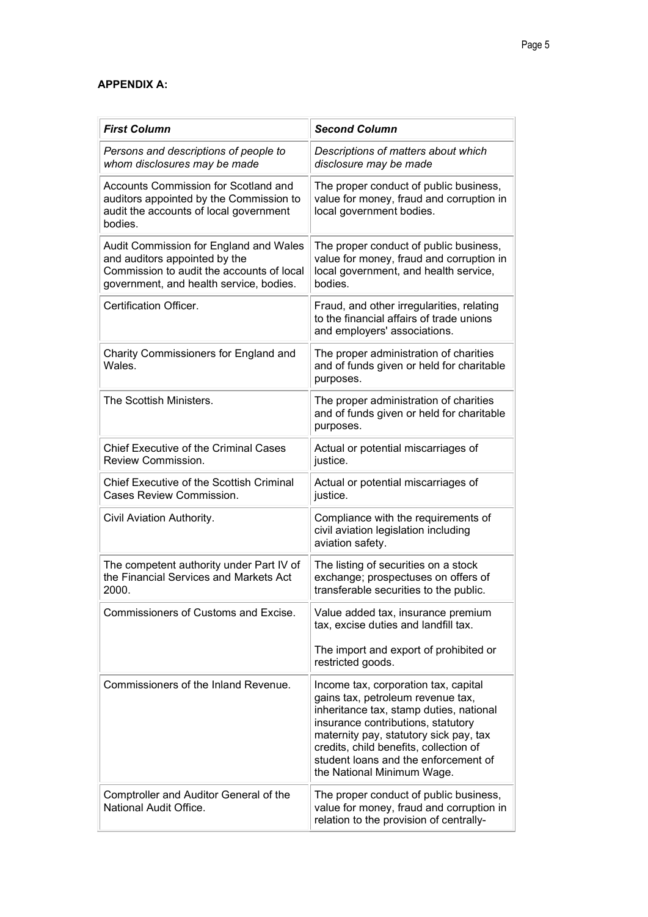**APPENDIX A:**

| *First Column* | *Second Column* |
| --- | --- |
| *Persons and descriptions of people to whom disclosures may be made* | *Descriptions of matters about which disclosure may be made* |
| Accounts Commission for Scotland and auditors appointed by the Commission to audit the accounts of local government bodies. | The proper conduct of public business, value for money, fraud and corruption in local government bodies. |
| Audit Commission for England and Wales and auditors appointed by the Commission to audit the accounts of local government, and health service, bodies. | The proper conduct of public business, value for money, fraud and corruption in local government, and health service, bodies. |
| Certification Officer. | Fraud, and other irregularities, relating to the financial affairs of trade unions and employers' associations. |
| Charity Commissioners for England and Wales. | The proper administration of charities and of funds given or held for charitable purposes. |
| The Scottish Ministers. | The proper administration of charities and of funds given or held for charitable purposes. |
| Chief Executive of the Criminal Cases Review Commission. | Actual or potential miscarriages of justice. |
| Chief Executive of the Scottish Criminal Cases Review Commission. | Actual or potential miscarriages of justice. |
| Civil Aviation Authority. | Compliance with the requirements of civil aviation legislation including aviation safety. |
| The competent authority under Part IV of the Financial Services and Markets Act 2000. | The listing of securities on a stock exchange; prospectuses on offers of transferable securities to the public. |
| Commissioners of Customs and Excise. | Value added tax, insurance premium tax, excise duties and landfill tax.<br><br>The import and export of prohibited or restricted goods. |
| Commissioners of the Inland Revenue. | Income tax, corporation tax, capital gains tax, petroleum revenue tax, inheritance tax, stamp duties, national insurance contributions, statutory maternity pay, statutory sick pay, tax credits, child benefits, collection of student loans and the enforcement of the National Minimum Wage. |
| Comptroller and Auditor General of the National Audit Office. | The proper conduct of public business, value for money, fraud and corruption in relation to the provision of centrally- |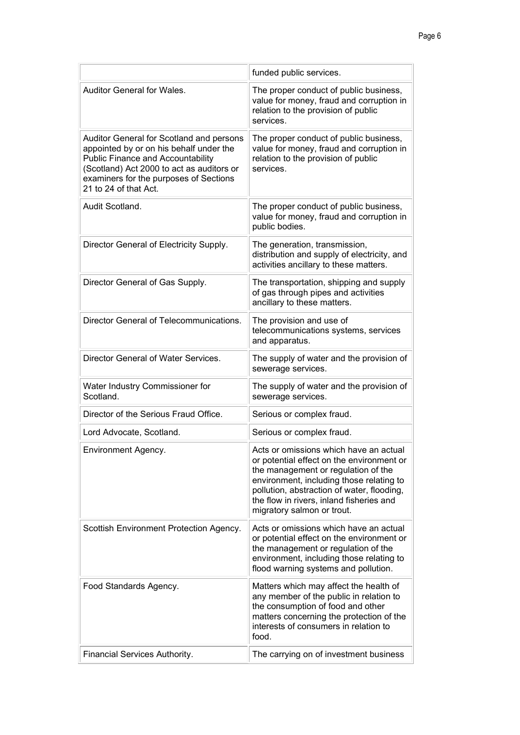| | |
|---|---|
| | funded public services. |
| Auditor General for Wales. | The proper conduct of public business, value for money, fraud and corruption in relation to the provision of public services. |
| Auditor General for Scotland and persons appointed by or on his behalf under the Public Finance and Accountability (Scotland) Act 2000 to act as auditors or examiners for the purposes of Sections 21 to 24 of that Act. | The proper conduct of public business, value for money, fraud and corruption in relation to the provision of public services. |
| Audit Scotland. | The proper conduct of public business, value for money, fraud and corruption in public bodies. |
| Director General of Electricity Supply. | The generation, transmission, distribution and supply of electricity, and activities ancillary to these matters. |
| Director General of Gas Supply. | The transportation, shipping and supply of gas through pipes and activities ancillary to these matters. |
| Director General of Telecommunications. | The provision and use of telecommunications systems, services and apparatus. |
| Director General of Water Services. | The supply of water and the provision of sewerage services. |
| Water Industry Commissioner for Scotland. | The supply of water and the provision of sewerage services. |
| Director of the Serious Fraud Office. | Serious or complex fraud. |
| Lord Advocate, Scotland. | Serious or complex fraud. |
| Environment Agency. | Acts or omissions which have an actual or potential effect on the environment or the management or regulation of the environment, including those relating to pollution, abstraction of water, flooding, the flow in rivers, inland fisheries and migratory salmon or trout. |
| Scottish Environment Protection Agency. | Acts or omissions which have an actual or potential effect on the environment or the management or regulation of the environment, including those relating to flood warning systems and pollution. |
| Food Standards Agency. | Matters which may affect the health of any member of the public in relation to the consumption of food and other matters concerning the protection of the interests of consumers in relation to food. |
| Financial Services Authority. | The carrying on of investment business |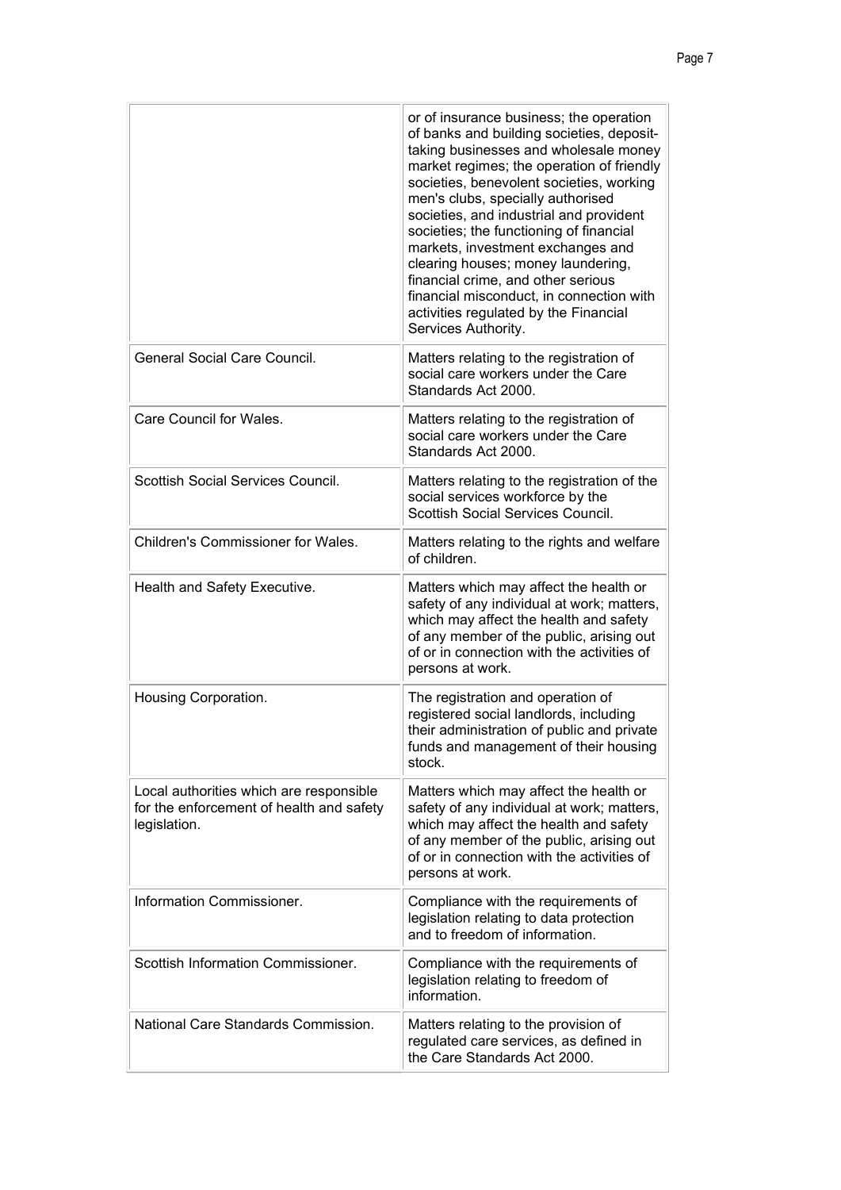| | |
|---|---|
| | or of insurance business; the operation of banks and building societies, deposit-taking businesses and wholesale money market regimes; the operation of friendly societies, benevolent societies, working men's clubs, specially authorised societies, and industrial and provident societies; the functioning of financial markets, investment exchanges and clearing houses; money laundering, financial crime, and other serious financial misconduct, in connection with activities regulated by the Financial Services Authority. |
| General Social Care Council. | Matters relating to the registration of social care workers under the Care Standards Act 2000. |
| Care Council for Wales. | Matters relating to the registration of social care workers under the Care Standards Act 2000. |
| Scottish Social Services Council. | Matters relating to the registration of the social services workforce by the Scottish Social Services Council. |
| Children's Commissioner for Wales. | Matters relating to the rights and welfare of children. |
| Health and Safety Executive. | Matters which may affect the health or safety of any individual at work; matters, which may affect the health and safety of any member of the public, arising out of or in connection with the activities of persons at work. |
| Housing Corporation. | The registration and operation of registered social landlords, including their administration of public and private funds and management of their housing stock. |
| Local authorities which are responsible for the enforcement of health and safety legislation. | Matters which may affect the health or safety of any individual at work; matters, which may affect the health and safety of any member of the public, arising out of or in connection with the activities of persons at work. |
| Information Commissioner. | Compliance with the requirements of legislation relating to data protection and to freedom of information. |
| Scottish Information Commissioner. | Compliance with the requirements of legislation relating to freedom of information. |
| National Care Standards Commission. | Matters relating to the provision of regulated care services, as defined in the Care Standards Act 2000. |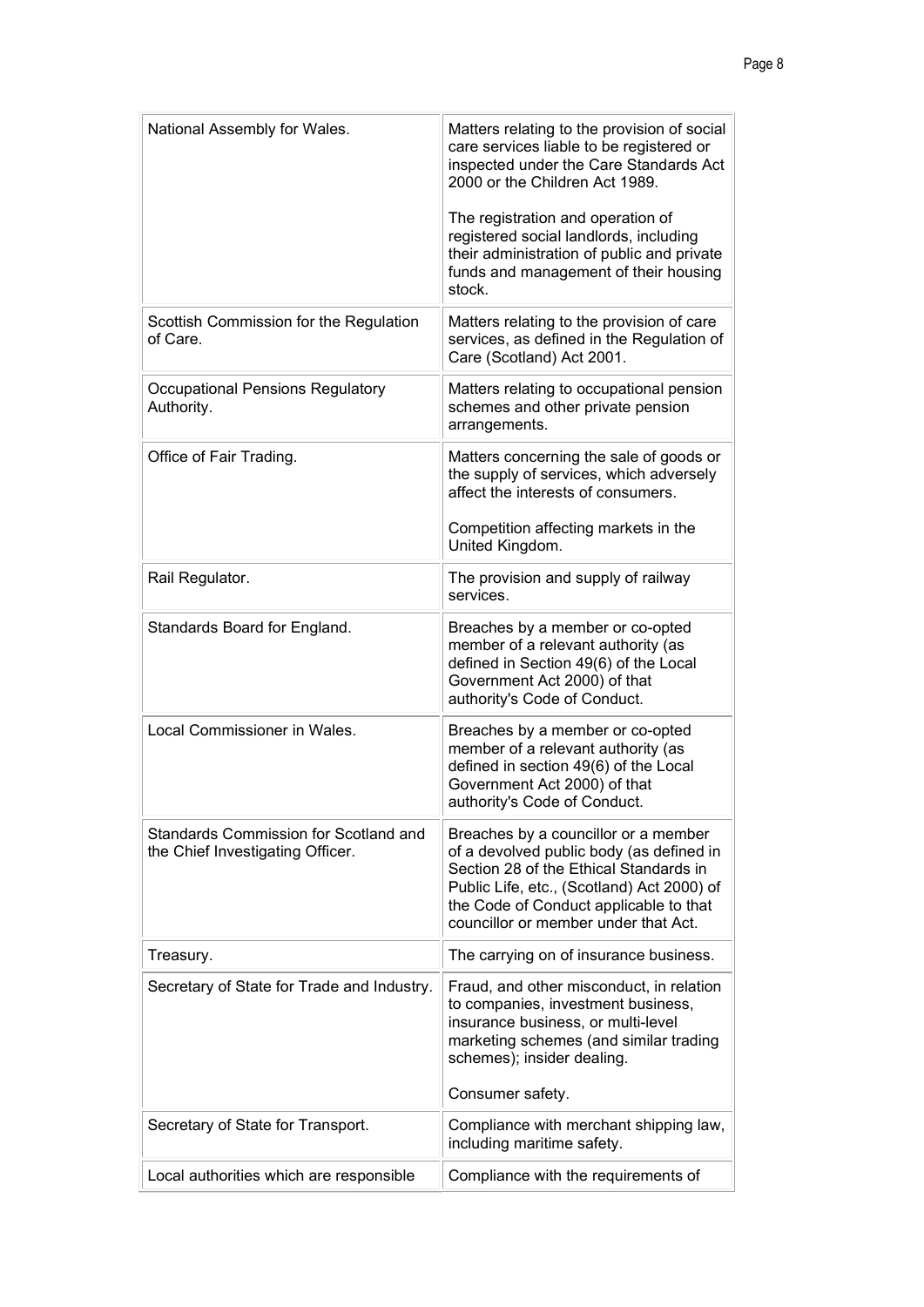| | |
|---|---|
| National Assembly for Wales. | Matters relating to the provision of social care services liable to be registered or inspected under the Care Standards Act 2000 or the Children Act 1989.<br><br>The registration and operation of registered social landlords, including their administration of public and private funds and management of their housing stock. |
| Scottish Commission for the Regulation of Care. | Matters relating to the provision of care services, as defined in the Regulation of Care (Scotland) Act 2001. |
| Occupational Pensions Regulatory Authority. | Matters relating to occupational pension schemes and other private pension arrangements. |
| Office of Fair Trading. | Matters concerning the sale of goods or the supply of services, which adversely affect the interests of consumers.<br><br>Competition affecting markets in the United Kingdom. |
| Rail Regulator. | The provision and supply of railway services. |
| Standards Board for England. | Breaches by a member or co-opted member of a relevant authority (as defined in Section 49(6) of the Local Government Act 2000) of that authority's Code of Conduct. |
| Local Commissioner in Wales. | Breaches by a member or co-opted member of a relevant authority (as defined in section 49(6) of the Local Government Act 2000) of that authority's Code of Conduct. |
| Standards Commission for Scotland and the Chief Investigating Officer. | Breaches by a councillor or a member of a devolved public body (as defined in Section 28 of the Ethical Standards in Public Life, etc., (Scotland) Act 2000) of the Code of Conduct applicable to that councillor or member under that Act. |
| Treasury. | The carrying on of insurance business. |
| Secretary of State for Trade and Industry. | Fraud, and other misconduct, in relation to companies, investment business, insurance business, or multi-level marketing schemes (and similar trading schemes); insider dealing.<br><br>Consumer safety. |
| Secretary of State for Transport. | Compliance with merchant shipping law, including maritime safety. |
| Local authorities which are responsible | Compliance with the requirements of |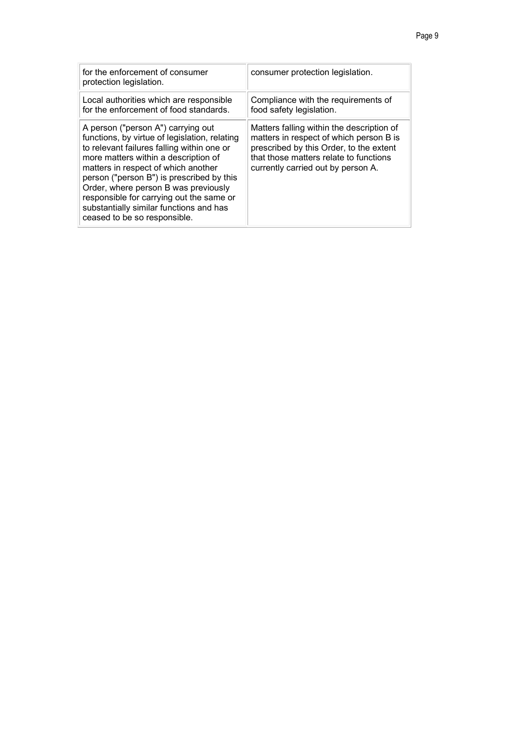| | |
|---|---|
| for the enforcement of consumer protection legislation. | consumer protection legislation. |
| Local authorities which are responsible for the enforcement of food standards. | Compliance with the requirements of food safety legislation. |
| A person ("person A") carrying out functions, by virtue of legislation, relating to relevant failures falling within one or more matters within a description of matters in respect of which another person ("person B") is prescribed by this Order, where person B was previously responsible for carrying out the same or substantially similar functions and has ceased to be so responsible. | Matters falling within the description of matters in respect of which person B is prescribed by this Order, to the extent that those matters relate to functions currently carried out by person A. |